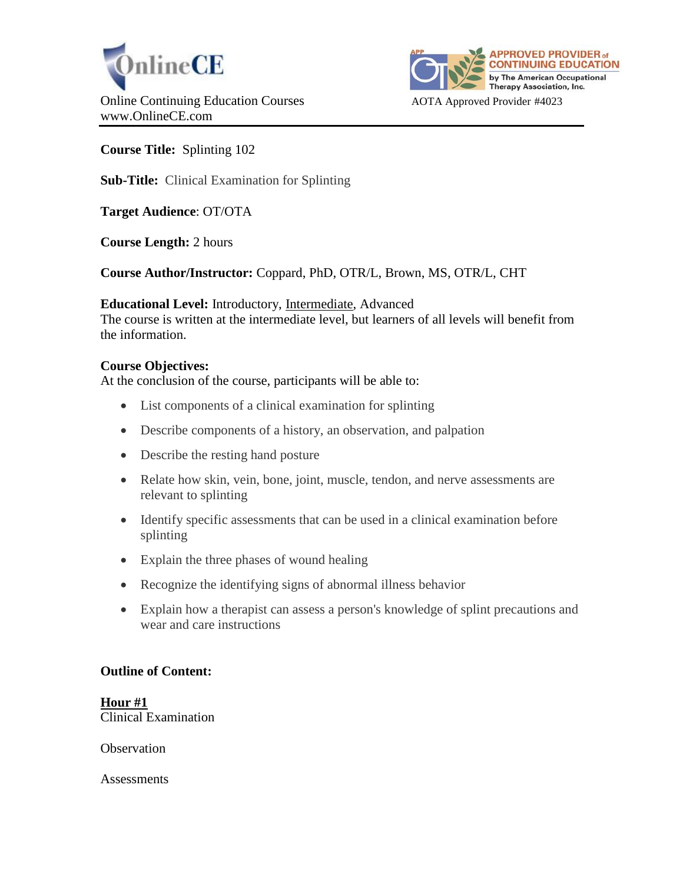OnlineCE
Online Continuing Education Courses
www.OnlineCE.com

APPROVED PROVIDER of CONTINUING EDUCATION by The American Occupational Therapy Association, Inc.
AOTA Approved Provider #4023

**Course Title:** Splinting 102

**Sub-Title:** Clinical Examination for Splinting

**Target Audience**: OT/OTA

**Course Length:** 2 hours

**Course Author/Instructor:** Coppard, PhD, OTR/L, Brown, MS, OTR/L, CHT

**Educational Level:** Introductory, <u>Intermediate</u>, Advanced
The course is written at the intermediate level, but learners of all levels will benefit from the information.

**Course Objectives:**
At the conclusion of the course, participants will be able to:

- List components of a clinical examination for splinting
- Describe components of a history, an observation, and palpation
- Describe the resting hand posture
- Relate how skin, vein, bone, joint, muscle, tendon, and nerve assessments are relevant to splinting
- Identify specific assessments that can be used in a clinical examination before splinting
- Explain the three phases of wound healing
- Recognize the identifying signs of abnormal illness behavior
- Explain how a therapist can assess a person's knowledge of splint precautions and wear and care instructions

**Outline of Content:**

**<u>Hour #1</u>**
Clinical Examination

Observation

Assessments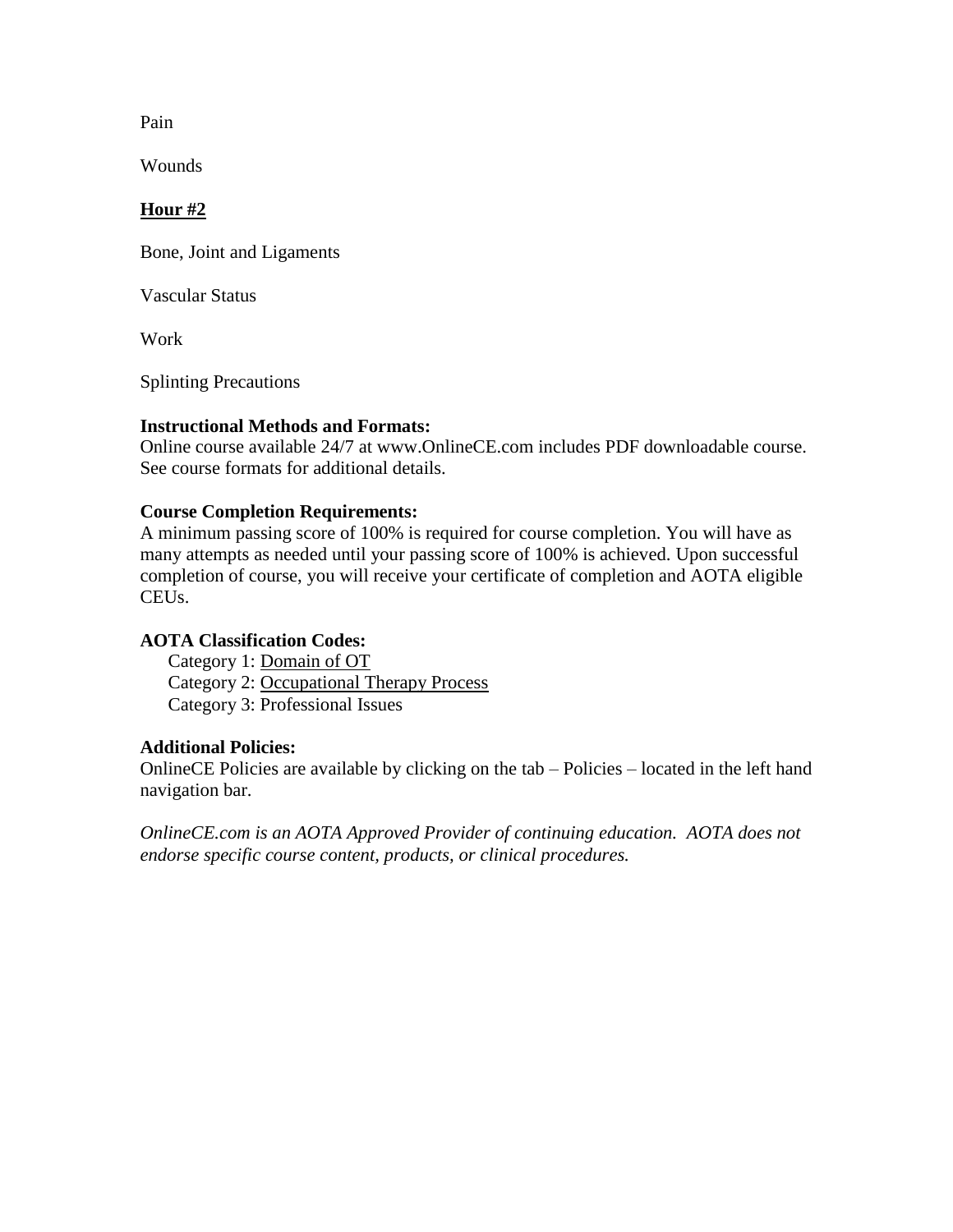Pain

Wounds

**Hour #2**

Bone, Joint and Ligaments

Vascular Status

Work

Splinting Precautions

**Instructional Methods and Formats:**
Online course available 24/7 at www.OnlineCE.com includes PDF downloadable course. See course formats for additional details.

**Course Completion Requirements:**
A minimum passing score of 100% is required for course completion. You will have as many attempts as needed until your passing score of 100% is achieved. Upon successful completion of course, you will receive your certificate of completion and AOTA eligible CEUs.

**AOTA Classification Codes:**
Category 1: Domain of OT
Category 2: Occupational Therapy Process
Category 3: Professional Issues

**Additional Policies:**
OnlineCE Policies are available by clicking on the tab – Policies – located in the left hand navigation bar.

*OnlineCE.com is an AOTA Approved Provider of continuing education. AOTA does not endorse specific course content, products, or clinical procedures.*